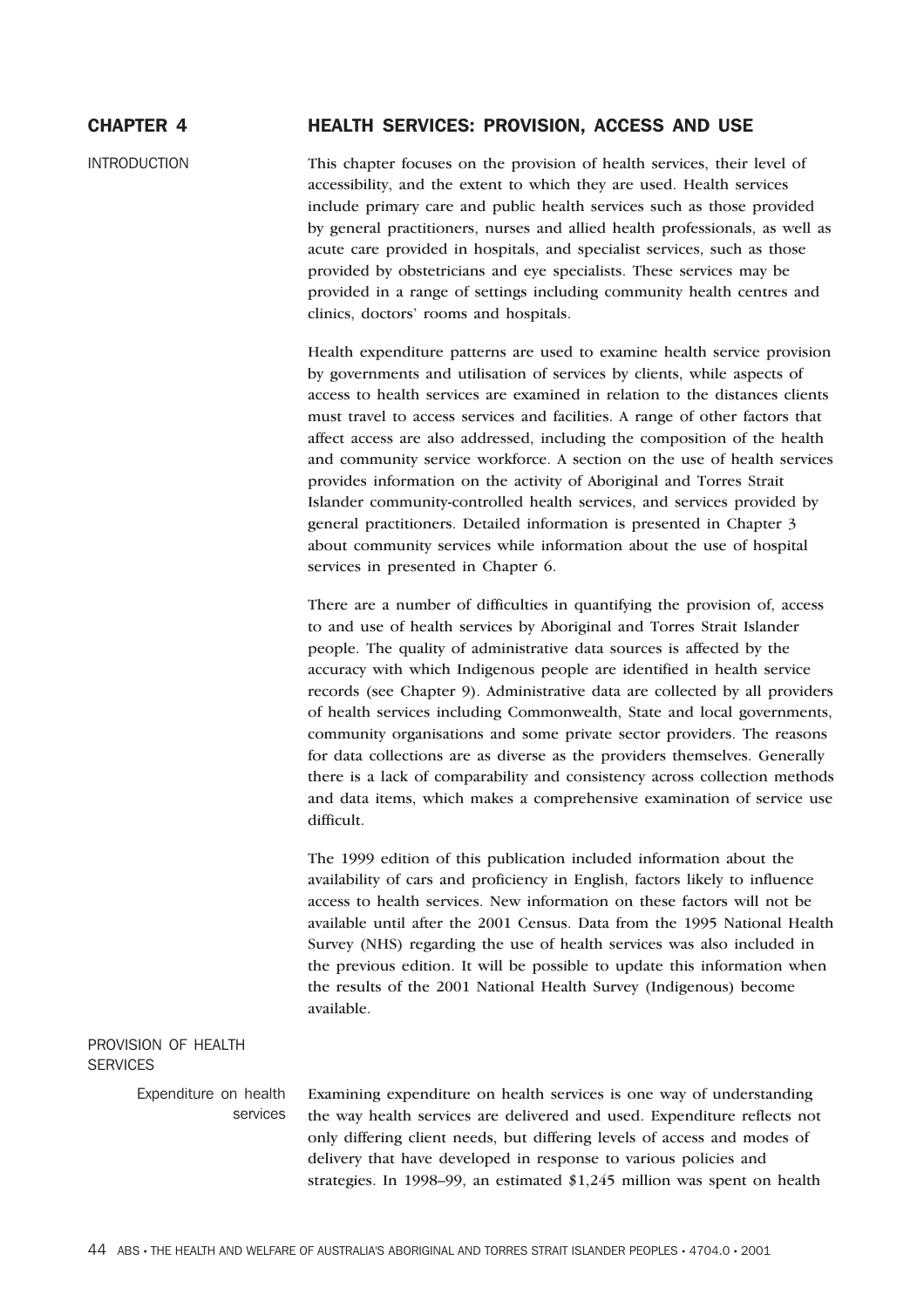# CHAPTER 4 HEALTH SERVICES: PROVISION, ACCESS AND USE

## INTRODUCTION

This chapter focuses on the provision of health services, their level of accessibility, and the extent to which they are used. Health services include primary care and public health services such as those provided by general practitioners, nurses and allied health professionals, as well as acute care provided in hospitals, and specialist services, such as those provided by obstetricians and eye specialists. These services may be provided in a range of settings including community health centres and clinics, doctors' rooms and hospitals.

Health expenditure patterns are used to examine health service provision by governments and utilisation of services by clients, while aspects of access to health services are examined in relation to the distances clients must travel to access services and facilities. A range of other factors that affect access are also addressed, including the composition of the health and community service workforce. A section on the use of health services provides information on the activity of Aboriginal and Torres Strait Islander community-controlled health services, and services provided by general practitioners. Detailed information is presented in Chapter 3 about community services while information about the use of hospital services in presented in Chapter 6.

There are a number of difficulties in quantifying the provision of, access to and use of health services by Aboriginal and Torres Strait Islander people. The quality of administrative data sources is affected by the accuracy with which Indigenous people are identified in health service records (see Chapter 9). Administrative data are collected by all providers of health services including Commonwealth, State and local governments, community organisations and some private sector providers. The reasons for data collections are as diverse as the providers themselves. Generally there is a lack of comparability and consistency across collection methods and data items, which makes a comprehensive examination of service use difficult.

The 1999 edition of this publication included information about the availability of cars and proficiency in English, factors likely to influence access to health services. New information on these factors will not be available until after the 2001 Census. Data from the 1995 National Health Survey (NHS) regarding the use of health services was also included in the previous edition. It will be possible to update this information when the results of the 2001 National Health Survey (Indigenous) become available.

## PROVISION OF HEALTH SERVICES

### Expenditure on health services

Examining expenditure on health services is one way of understanding the way health services are delivered and used. Expenditure reflects not only differing client needs, but differing levels of access and modes of delivery that have developed in response to various policies and strategies. In 1998–99, an estimated $1,245 million was spent on health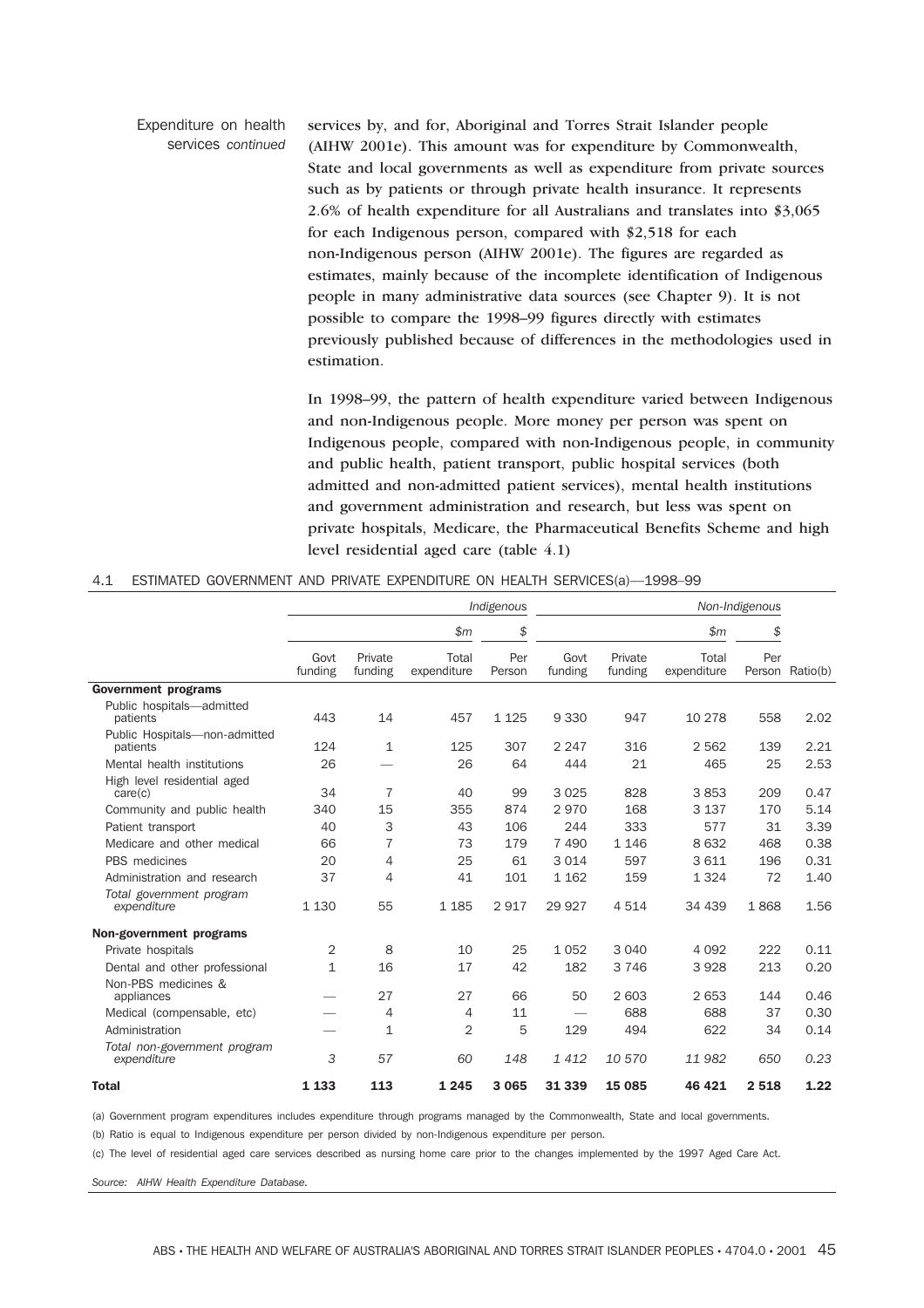Expenditure on health services *continued*

services by, and for, Aboriginal and Torres Strait Islander people (AIHW 2001e). This amount was for expenditure by Commonwealth, State and local governments as well as expenditure from private sources such as by patients or through private health insurance. It represents 2.6% of health expenditure for all Australians and translates into $3,065 for each Indigenous person, compared with $2,518 for each non-Indigenous person (AIHW 2001e). The figures are regarded as estimates, mainly because of the incomplete identification of Indigenous people in many administrative data sources (see Chapter 9). It is not possible to compare the 1998–99 figures directly with estimates previously published because of differences in the methodologies used in estimation.

In 1998–99, the pattern of health expenditure varied between Indigenous and non-Indigenous people. More money per person was spent on Indigenous people, compared with non-Indigenous people, in community and public health, patient transport, public hospital services (both admitted and non-admitted patient services), mental health institutions and government administration and research, but less was spent on private hospitals, Medicare, the Pharmaceutical Benefits Scheme and high level residential aged care (table 4.1)

4.1 ESTIMATED GOVERNMENT AND PRIVATE EXPENDITURE ON HEALTH SERVICES(a)—1998–99

| | *Indigenous* | | | | *Non-Indigenous* | | | | |
|---|---|---|---|---|---|---|---|---|---|
| | | | *$m* | *$* | | | *$m* | *$* | |
| | Govt funding | Private funding | Total expenditure | Per Person | Govt funding | Private funding | Total expenditure | Per Person | Ratio(b) |
| **Government programs** | | | | | | | | | |
| Public hospitals—admitted patients | 443 | 14 | 457 | 1 125 | 9 330 | 947 | 10 278 | 558 | 2.02 |
| Public Hospitals—non-admitted patients | 124 | 1 | 125 | 307 | 2 247 | 316 | 2 562 | 139 | 2.21 |
| Mental health institutions | 26 | — | 26 | 64 | 444 | 21 | 465 | 25 | 2.53 |
| High level residential aged care(c) | 34 | 7 | 40 | 99 | 3 025 | 828 | 3 853 | 209 | 0.47 |
| Community and public health | 340 | 15 | 355 | 874 | 2 970 | 168 | 3 137 | 170 | 5.14 |
| Patient transport | 40 | 3 | 43 | 106 | 244 | 333 | 577 | 31 | 3.39 |
| Medicare and other medical | 66 | 7 | 73 | 179 | 7 490 | 1 146 | 8 632 | 468 | 0.38 |
| PBS medicines | 20 | 4 | 25 | 61 | 3 014 | 597 | 3 611 | 196 | 0.31 |
| Administration and research | 37 | 4 | 41 | 101 | 1 162 | 159 | 1 324 | 72 | 1.40 |
| *Total government program expenditure* | 1 130 | 55 | 1 185 | 2 917 | 29 927 | 4 514 | 34 439 | 1 868 | 1.56 |
| **Non-government programs** | | | | | | | | | |
| Private hospitals | 2 | 8 | 10 | 25 | 1 052 | 3 040 | 4 092 | 222 | 0.11 |
| Dental and other professional | 1 | 16 | 17 | 42 | 182 | 3 746 | 3 928 | 213 | 0.20 |
| Non-PBS medicines & appliances | — | 27 | 27 | 66 | 50 | 2 603 | 2 653 | 144 | 0.46 |
| Medical (compensable, etc) | — | 4 | 4 | 11 | — | 688 | 688 | 37 | 0.30 |
| Administration | — | 1 | 2 | 5 | 129 | 494 | 622 | 34 | 0.14 |
| *Total non-government program expenditure* | *3* | *57* | *60* | *148* | *1 412* | *10 570* | *11 982* | *650* | *0.23* |
| **Total** | **1 133** | **113** | **1 245** | **3 065** | **31 339** | **15 085** | **46 421** | **2 518** | **1.22** |

(a) Government program expenditures includes expenditure through programs managed by the Commonwealth, State and local governments.

(b) Ratio is equal to Indigenous expenditure per person divided by non-Indigenous expenditure per person.

(c) The level of residential aged care services described as nursing home care prior to the changes implemented by the 1997 Aged Care Act.

*Source: AIHW Health Expenditure Database.*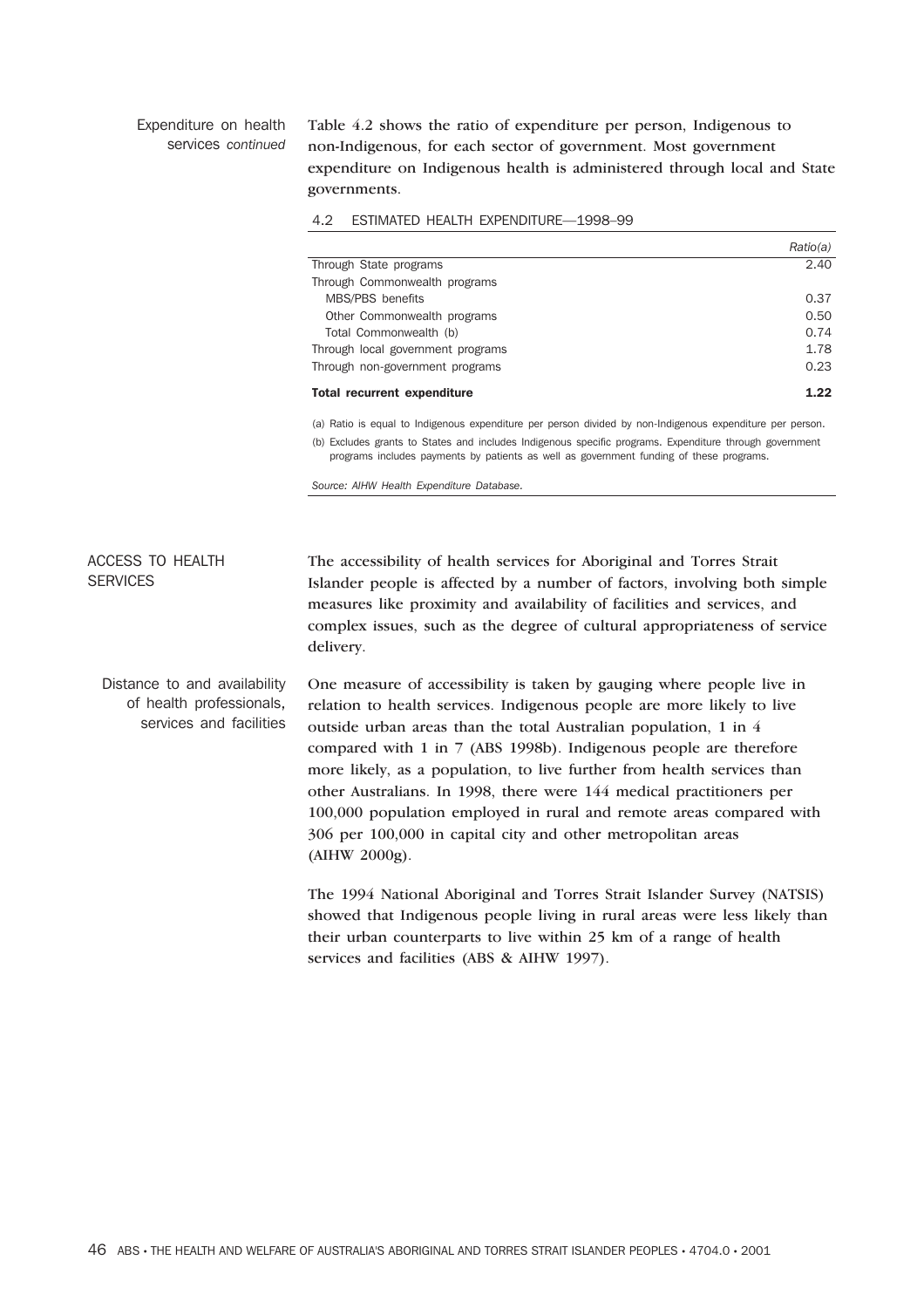Expenditure on health services *continued*

Table 4.2 shows the ratio of expenditure per person, Indigenous to non-Indigenous, for each sector of government. Most government expenditure on Indigenous health is administered through local and State governments.

4.2 ESTIMATED HEALTH EXPENDITURE—1998–99

| | *Ratio(a)* |
|---|---|
| Through State programs | 2.40 |
| Through Commonwealth programs | |
| MBS/PBS benefits | 0.37 |
| Other Commonwealth programs | 0.50 |
| Total Commonwealth (b) | 0.74 |
| Through local government programs | 1.78 |
| Through non-government programs | 0.23 |
| **Total recurrent expenditure** | **1.22** |

(a) Ratio is equal to Indigenous expenditure per person divided by non-Indigenous expenditure per person.

(b) Excludes grants to States and includes Indigenous specific programs. Expenditure through government programs includes payments by patients as well as government funding of these programs.

*Source: AIHW Health Expenditure Database.*

## ACCESS TO HEALTH SERVICES

The accessibility of health services for Aboriginal and Torres Strait Islander people is affected by a number of factors, involving both simple measures like proximity and availability of facilities and services, and complex issues, such as the degree of cultural appropriateness of service delivery.

### Distance to and availability of health professionals, services and facilities

One measure of accessibility is taken by gauging where people live in relation to health services. Indigenous people are more likely to live outside urban areas than the total Australian population, 1 in 4 compared with 1 in 7 (ABS 1998b). Indigenous people are therefore more likely, as a population, to live further from health services than other Australians. In 1998, there were 144 medical practitioners per 100,000 population employed in rural and remote areas compared with 306 per 100,000 in capital city and other metropolitan areas (AIHW 2000g).

The 1994 National Aboriginal and Torres Strait Islander Survey (NATSIS) showed that Indigenous people living in rural areas were less likely than their urban counterparts to live within 25 km of a range of health services and facilities (ABS & AIHW 1997).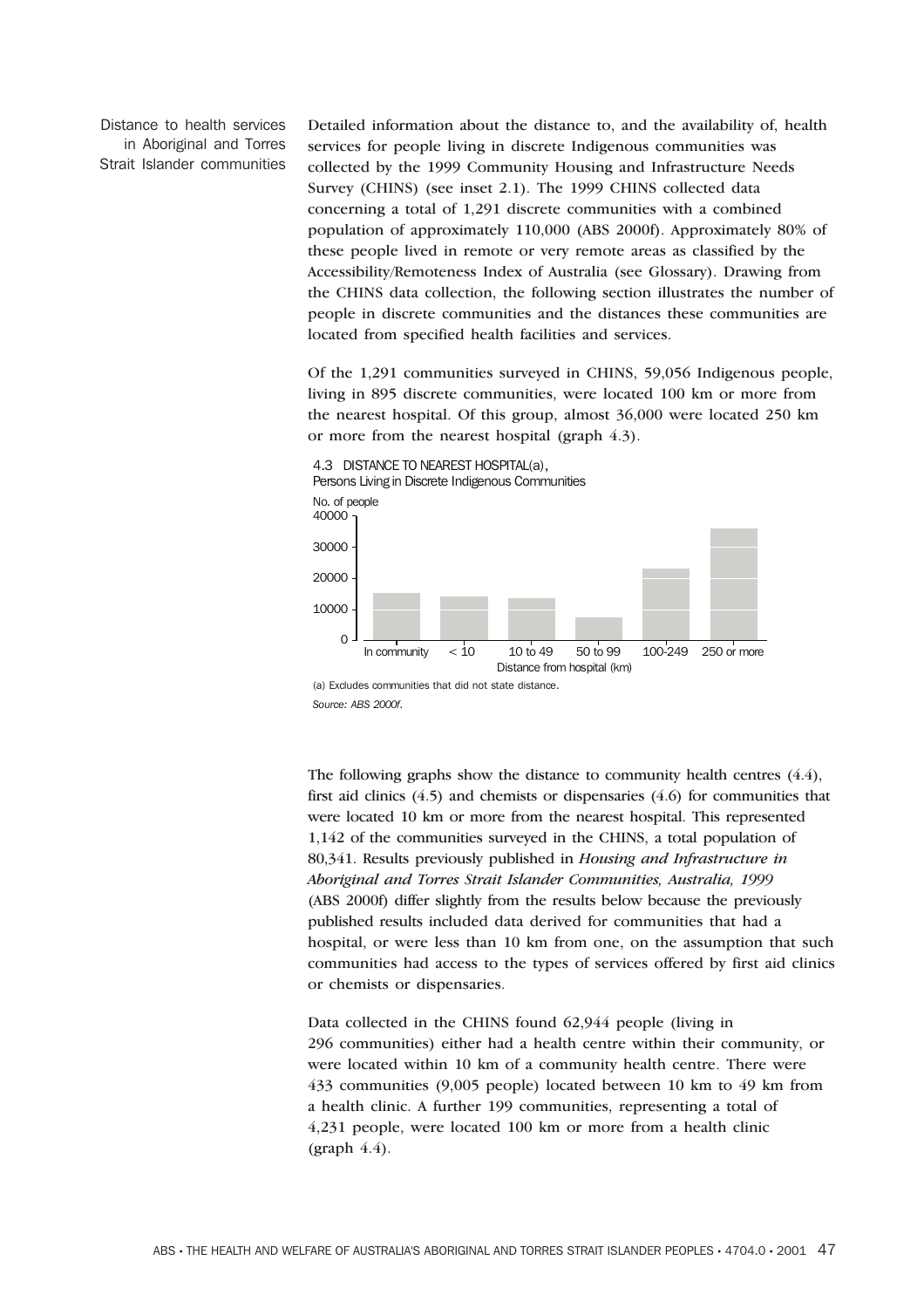## Distance to health services in Aboriginal and Torres Strait Islander communities

Detailed information about the distance to, and the availability of, health services for people living in discrete Indigenous communities was collected by the 1999 Community Housing and Infrastructure Needs Survey (CHINS) (see inset 2.1). The 1999 CHINS collected data concerning a total of 1,291 discrete communities with a combined population of approximately 110,000 (ABS 2000f). Approximately 80% of these people lived in remote or very remote areas as classified by the Accessibility/Remoteness Index of Australia (see Glossary). Drawing from the CHINS data collection, the following section illustrates the number of people in discrete communities and the distances these communities are located from specified health facilities and services.

Of the 1,291 communities surveyed in CHINS, 59,056 Indigenous people, living in 895 discrete communities, were located 100 km or more from the nearest hospital. Of this group, almost 36,000 were located 250 km or more from the nearest hospital (graph 4.3).

4.3 DISTANCE TO NEAREST HOSPITAL(a), Persons Living in Discrete Indigenous Communities

No. of people

| Distance from hospital (km) | No. of people (approx.) |
|---|---|
| In community | 15000 |
| < 10 | 14000 |
| 10 to 49 | 13500 |
| 50 to 99 | 7000 |
| 100-249 | 23000 |
| 250 or more | 36000 |

(a) Excludes communities that did not state distance.

*Source: ABS 2000f.*

The following graphs show the distance to community health centres (4.4), first aid clinics (4.5) and chemists or dispensaries (4.6) for communities that were located 10 km or more from the nearest hospital. This represented 1,142 of the communities surveyed in the CHINS, a total population of 80,341. Results previously published in *Housing and Infrastructure in Aboriginal and Torres Strait Islander Communities, Australia, 1999* (ABS 2000f) differ slightly from the results below because the previously published results included data derived for communities that had a hospital, or were less than 10 km from one, on the assumption that such communities had access to the types of services offered by first aid clinics or chemists or dispensaries.

Data collected in the CHINS found 62,944 people (living in 296 communities) either had a health centre within their community, or were located within 10 km of a community health centre. There were 433 communities (9,005 people) located between 10 km to 49 km from a health clinic. A further 199 communities, representing a total of 4,231 people, were located 100 km or more from a health clinic (graph 4.4).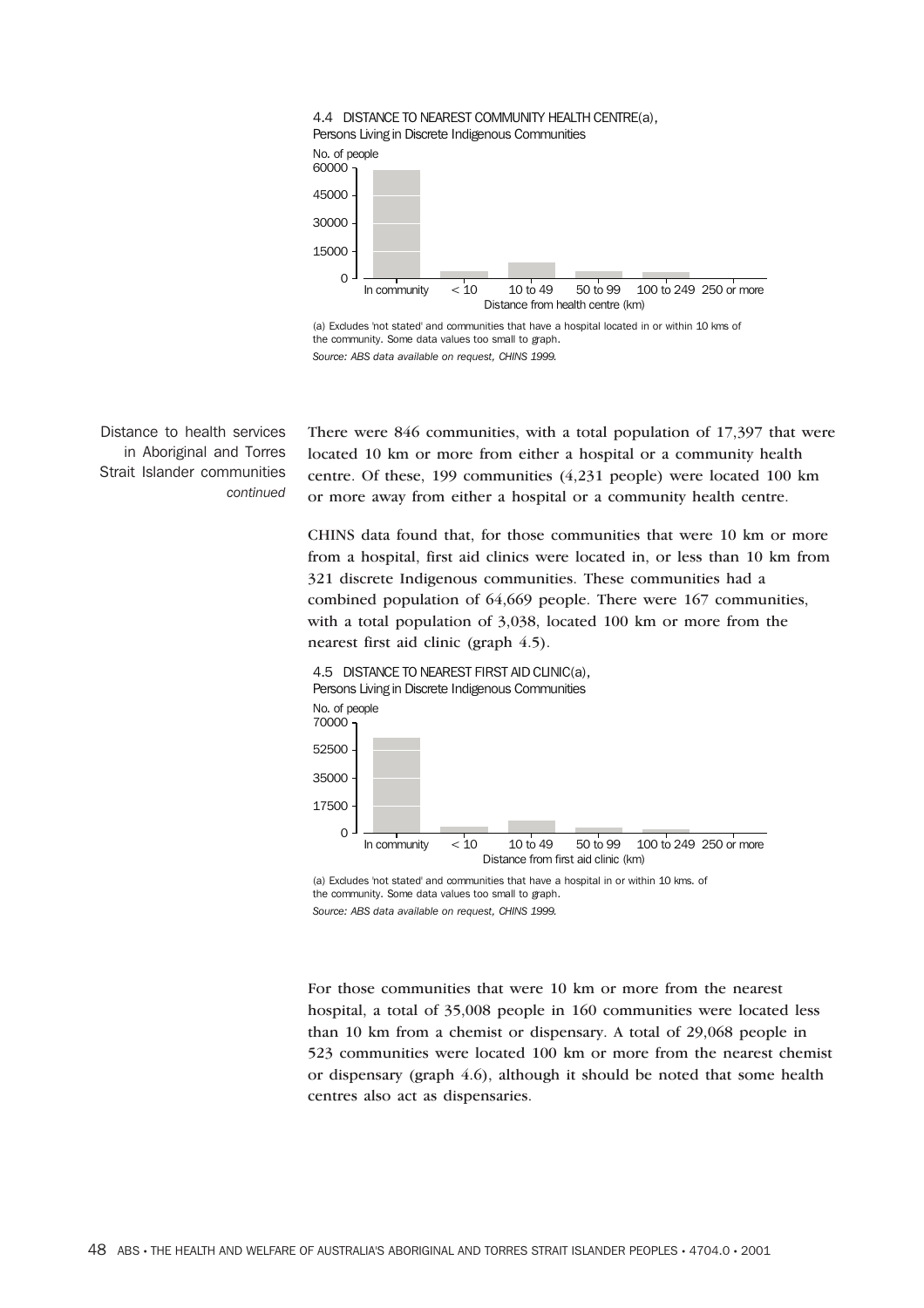4.4 DISTANCE TO NEAREST COMMUNITY HEALTH CENTRE(a), Persons Living in Discrete Indigenous Communities

No. of people

60000
45000
30000
15000
0

In community | < 10 | 10 to 49 | 50 to 99 | 100 to 249 | 250 or more

Distance from health centre (km)

(a) Excludes 'not stated' and communities that have a hospital located in or within 10 kms of the community. Some data values too small to graph.

*Source: ABS data available on request, CHINS 1999.*

Distance to health services in Aboriginal and Torres Strait Islander communities *continued*

There were 846 communities, with a total population of 17,397 that were located 10 km or more from either a hospital or a community health centre. Of these, 199 communities (4,231 people) were located 100 km or more away from either a hospital or a community health centre.

CHINS data found that, for those communities that were 10 km or more from a hospital, first aid clinics were located in, or less than 10 km from 321 discrete Indigenous communities. These communities had a combined population of 64,669 people. There were 167 communities, with a total population of 3,038, located 100 km or more from the nearest first aid clinic (graph 4.5).

4.5 DISTANCE TO NEAREST FIRST AID CLINIC(a), Persons Living in Discrete Indigenous Communities

No. of people

70000
52500
35000
17500
0

In community | < 10 | 10 to 49 | 50 to 99 | 100 to 249 | 250 or more

Distance from first aid clinic (km)

(a) Excludes 'not stated' and communities that have a hospital in or within 10 kms. of the community. Some data values too small to graph.

*Source: ABS data available on request, CHINS 1999.*

For those communities that were 10 km or more from the nearest hospital, a total of 35,008 people in 160 communities were located less than 10 km from a chemist or dispensary. A total of 29,068 people in 523 communities were located 100 km or more from the nearest chemist or dispensary (graph 4.6), although it should be noted that some health centres also act as dispensaries.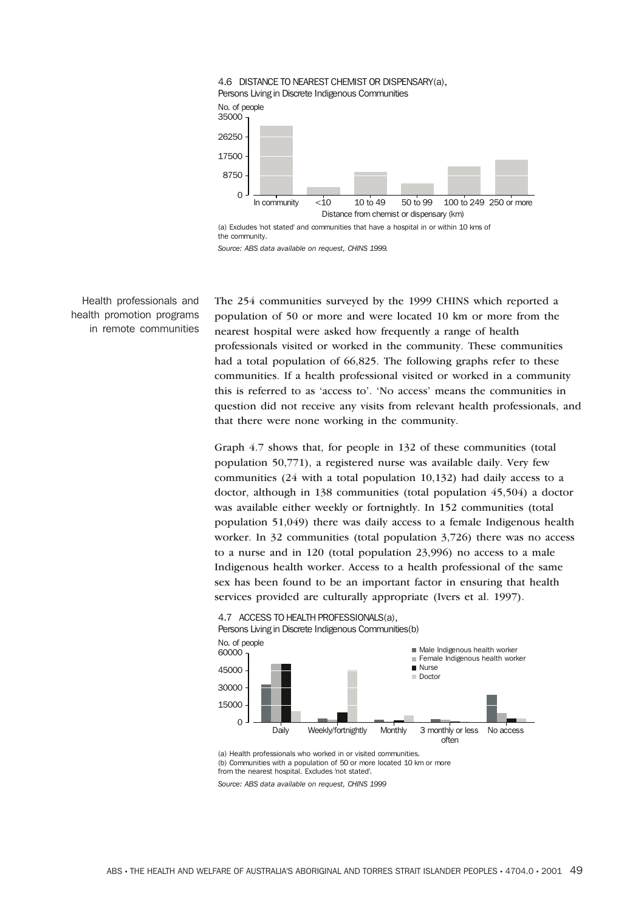4.6 DISTANCE TO NEAREST CHEMIST OR DISPENSARY(a), Persons Living in Discrete Indigenous Communities

No. of people

Distance from chemist or dispensary (km)

In community, <10, 10 to 49, 50 to 99, 100 to 249, 250 or more

(a) Excludes 'not stated' and communities that have a hospital in or within 10 kms of the community.

*Source: ABS data available on request, CHINS 1999.*

### Health professionals and health promotion programs in remote communities

The 254 communities surveyed by the 1999 CHINS which reported a population of 50 or more and were located 10 km or more from the nearest hospital were asked how frequently a range of health professionals visited or worked in the community. These communities had a total population of 66,825. The following graphs refer to these communities. If a health professional visited or worked in a community this is referred to as 'access to'. 'No access' means the communities in question did not receive any visits from relevant health professionals, and that there were none working in the community.

Graph 4.7 shows that, for people in 132 of these communities (total population 50,771), a registered nurse was available daily. Very few communities (24 with a total population 10,132) had daily access to a doctor, although in 138 communities (total population 45,504) a doctor was available either weekly or fortnightly. In 152 communities (total population 51,049) there was daily access to a female Indigenous health worker. In 32 communities (total population 3,726) there was no access to a nurse and in 120 (total population 23,996) no access to a male Indigenous health worker. Access to a health professional of the same sex has been found to be an important factor in ensuring that health services provided are culturally appropriate (Ivers et al. 1997).

4.7 ACCESS TO HEALTH PROFESSIONALS(a), Persons Living in Discrete Indigenous Communities(b)

No. of people

Male Indigenous health worker; Female Indigenous health worker; Nurse; Doctor

Daily, Weekly/fortnightly, Monthly, 3 monthly or less often, No access

(a) Health professionals who worked in or visited communities.
(b) Communities with a population of 50 or more located 10 km or more from the nearest hospital. Excludes 'not stated'.

*Source: ABS data available on request, CHINS 1999*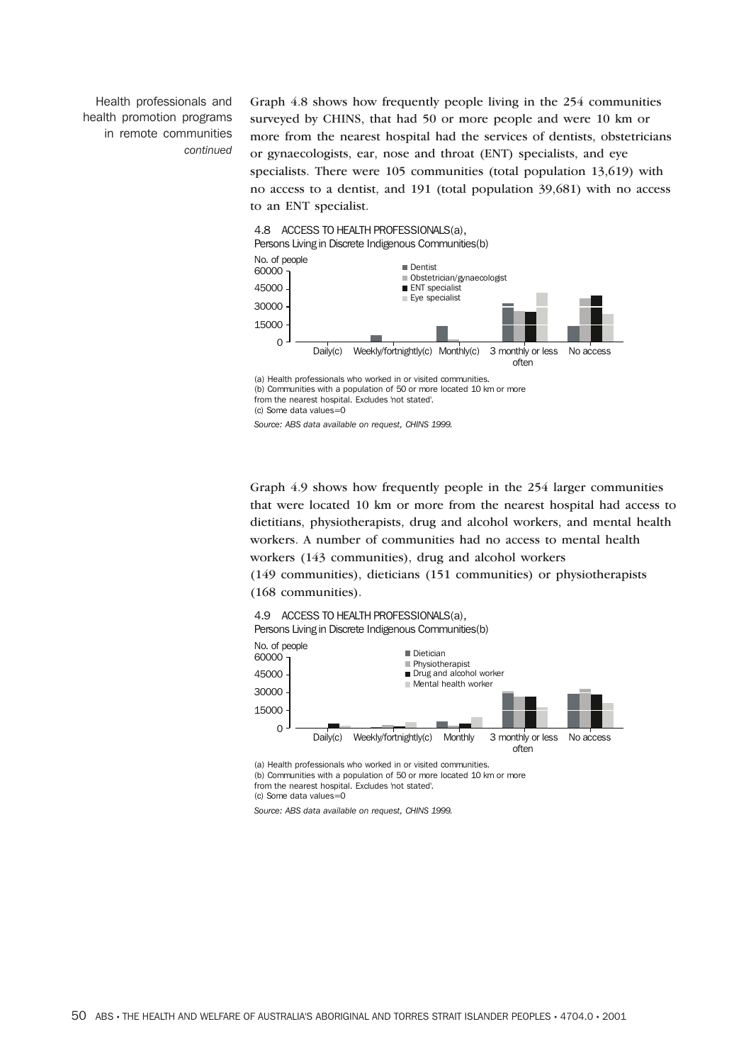Health professionals and health promotion programs in remote communities *continued*

Graph 4.8 shows how frequently people living in the 254 communities surveyed by CHINS, that had 50 or more people and were 10 km or more from the nearest hospital had the services of dentists, obstetricians or gynaecologists, ear, nose and throat (ENT) specialists, and eye specialists. There were 105 communities (total population 13,619) with no access to a dentist, and 191 (total population 39,681) with no access to an ENT specialist.

4.8 ACCESS TO HEALTH PROFESSIONALS(a), Persons Living in Discrete Indigenous Communities(b)

No. of people

Dentist | Obstetrician/gynaecologist | ENT specialist | Eye specialist

Daily(c) | Weekly/fortnightly(c) | Monthly(c) | 3 monthly or less often | No access

(a) Health professionals who worked in or visited communities.
(b) Communities with a population of 50 or more located 10 km or more from the nearest hospital. Excludes 'not stated'.
(c) Some data values=0

*Source: ABS data available on request, CHINS 1999.*

Graph 4.9 shows how frequently people in the 254 larger communities that were located 10 km or more from the nearest hospital had access to dietitians, physiotherapists, drug and alcohol workers, and mental health workers. A number of communities had no access to mental health workers (143 communities), drug and alcohol workers (149 communities), dieticians (151 communities) or physiotherapists (168 communities).

4.9 ACCESS TO HEALTH PROFESSIONALS(a), Persons Living in Discrete Indigenous Communities(b)

No. of people

Dietician | Physiotherapist | Drug and alcohol worker | Mental health worker

Daily(c) | Weekly/fortnightly(c) | Monthly | 3 monthly or less often | No access

(a) Health professionals who worked in or visited communities.
(b) Communities with a population of 50 or more located 10 km or more from the nearest hospital. Excludes 'not stated'.
(c) Some data values=0

*Source: ABS data available on request, CHINS 1999.*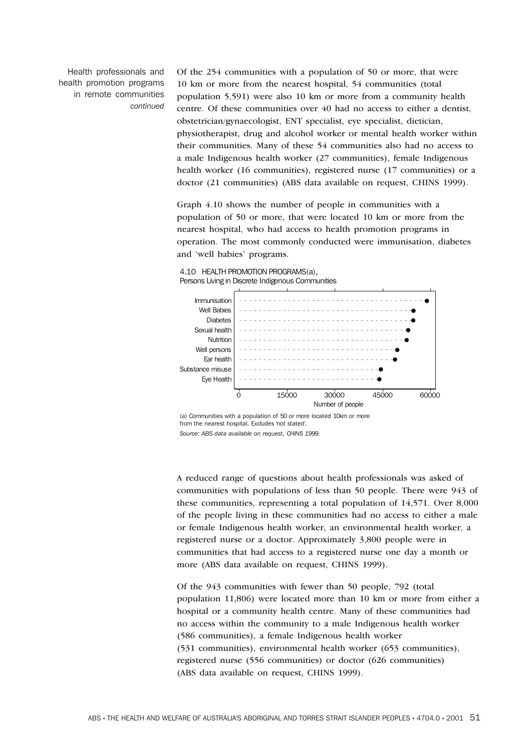Health professionals and health promotion programs in remote communities *continued*

Of the 254 communities with a population of 50 or more, that were 10 km or more from the nearest hospital, 54 communities (total population 5,591) were also 10 km or more from a community health centre. Of these communities over 40 had no access to either a dentist, obstetrician/gynaecologist, ENT specialist, eye specialist, dietician, physiotherapist, drug and alcohol worker or mental health worker within their communities. Many of these 54 communities also had no access to a male Indigenous health worker (27 communities), female Indigenous health worker (16 communities), registered nurse (17 communities) or a doctor (21 communities) (ABS data available on request, CHINS 1999).

Graph 4.10 shows the number of people in communities with a population of 50 or more, that were located 10 km or more from the nearest hospital, who had access to health promotion programs in operation. The most commonly conducted were immunisation, diabetes and 'well babies' programs.

4.10 HEALTH PROMOTION PROGRAMS(a), Persons Living in Discrete Indigenous Communities

| Program | Number of people (approx.) |
| --- | --- |
| Immunisation | 58,500 |
| Well Babies | 54,500 |
| Diabetes | 54,500 |
| Sexual health | 53,000 |
| Nutrition | 52,500 |
| Well persons | 49,500 |
| Ear health | 49,000 |
| Substance misuse | 44,500 |
| Eye Health | 44,000 |

(a) Communities with a population of 50 or more located 10km or more from the nearest hospital. Excludes 'not stated'.

*Source: ABS data available on request, CHINS 1999.*

A reduced range of questions about health professionals was asked of communities with populations of less than 50 people. There were 943 of these communities, representing a total population of 14,571. Over 8,000 of the people living in these communities had no access to either a male or female Indigenous health worker, an environmental health worker, a registered nurse or a doctor. Approximately 3,800 people were in communities that had access to a registered nurse one day a month or more (ABS data available on request, CHINS 1999).

Of the 943 communities with fewer than 50 people, 792 (total population 11,806) were located more than 10 km or more from either a hospital or a community health centre. Many of these communities had no access within the community to a male Indigenous health worker (586 communities), a female Indigenous health worker (531 communities), environmental health worker (653 communities), registered nurse (556 communities) or doctor (626 communities) (ABS data available on request, CHINS 1999).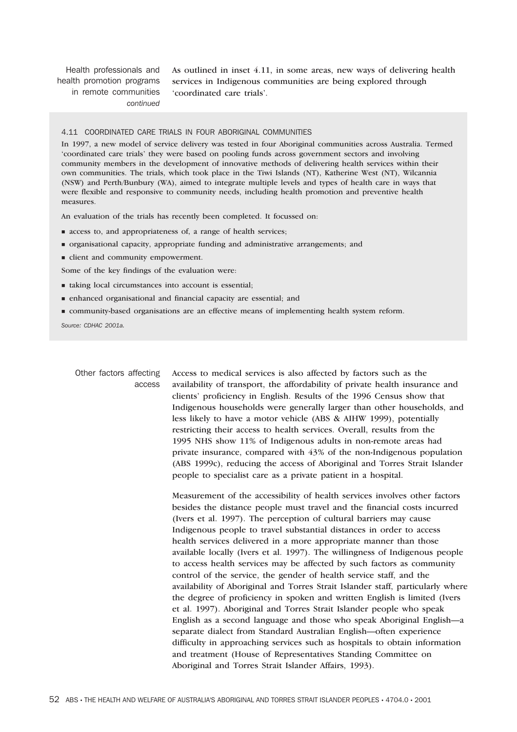Health professionals and health promotion programs in remote communities *continued*

As outlined in inset 4.11, in some areas, new ways of delivering health services in Indigenous communities are being explored through 'coordinated care trials'.

#### 4.11 COORDINATED CARE TRIALS IN FOUR ABORIGINAL COMMUNITIES

In 1997, a new model of service delivery was tested in four Aboriginal communities across Australia. Termed 'coordinated care trials' they were based on pooling funds across government sectors and involving community members in the development of innovative methods of delivering health services within their own communities. The trials, which took place in the Tiwi Islands (NT), Katherine West (NT), Wilcannia (NSW) and Perth/Bunbury (WA), aimed to integrate multiple levels and types of health care in ways that were flexible and responsive to community needs, including health promotion and preventive health measures.

An evaluation of the trials has recently been completed. It focussed on:

- access to, and appropriateness of, a range of health services;
- organisational capacity, appropriate funding and administrative arrangements; and
- client and community empowerment.

Some of the key findings of the evaluation were:

- taking local circumstances into account is essential;
- enhanced organisational and financial capacity are essential; and
- community-based organisations are an effective means of implementing health system reform.

*Source: CDHAC 2001a.*

Other factors affecting access

Access to medical services is also affected by factors such as the availability of transport, the affordability of private health insurance and clients' proficiency in English. Results of the 1996 Census show that Indigenous households were generally larger than other households, and less likely to have a motor vehicle (ABS & AIHW 1999), potentially restricting their access to health services. Overall, results from the 1995 NHS show 11% of Indigenous adults in non-remote areas had private insurance, compared with 43% of the non-Indigenous population (ABS 1999c), reducing the access of Aboriginal and Torres Strait Islander people to specialist care as a private patient in a hospital.

Measurement of the accessibility of health services involves other factors besides the distance people must travel and the financial costs incurred (Ivers et al. 1997). The perception of cultural barriers may cause Indigenous people to travel substantial distances in order to access health services delivered in a more appropriate manner than those available locally (Ivers et al. 1997). The willingness of Indigenous people to access health services may be affected by such factors as community control of the service, the gender of health service staff, and the availability of Aboriginal and Torres Strait Islander staff, particularly where the degree of proficiency in spoken and written English is limited (Ivers et al. 1997). Aboriginal and Torres Strait Islander people who speak English as a second language and those who speak Aboriginal English—a separate dialect from Standard Australian English—often experience difficulty in approaching services such as hospitals to obtain information and treatment (House of Representatives Standing Committee on Aboriginal and Torres Strait Islander Affairs, 1993).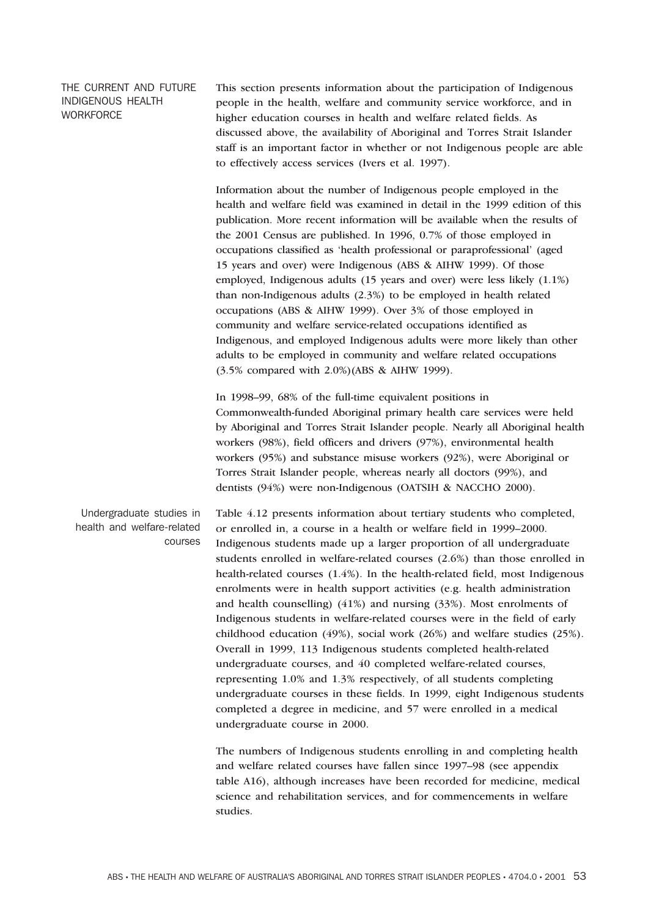## THE CURRENT AND FUTURE INDIGENOUS HEALTH WORKFORCE

This section presents information about the participation of Indigenous people in the health, welfare and community service workforce, and in higher education courses in health and welfare related fields. As discussed above, the availability of Aboriginal and Torres Strait Islander staff is an important factor in whether or not Indigenous people are able to effectively access services (Ivers et al. 1997).

Information about the number of Indigenous people employed in the health and welfare field was examined in detail in the 1999 edition of this publication. More recent information will be available when the results of the 2001 Census are published. In 1996, 0.7% of those employed in occupations classified as 'health professional or paraprofessional' (aged 15 years and over) were Indigenous (ABS & AIHW 1999). Of those employed, Indigenous adults (15 years and over) were less likely (1.1%) than non-Indigenous adults (2.3%) to be employed in health related occupations (ABS & AIHW 1999). Over 3% of those employed in community and welfare service-related occupations identified as Indigenous, and employed Indigenous adults were more likely than other adults to be employed in community and welfare related occupations (3.5% compared with 2.0%)(ABS & AIHW 1999).

In 1998–99, 68% of the full-time equivalent positions in Commonwealth-funded Aboriginal primary health care services were held by Aboriginal and Torres Strait Islander people. Nearly all Aboriginal health workers (98%), field officers and drivers (97%), environmental health workers (95%) and substance misuse workers (92%), were Aboriginal or Torres Strait Islander people, whereas nearly all doctors (99%), and dentists (94%) were non-Indigenous (OATSIH & NACCHO 2000).

### Undergraduate studies in health and welfare-related courses

Table 4.12 presents information about tertiary students who completed, or enrolled in, a course in a health or welfare field in 1999–2000. Indigenous students made up a larger proportion of all undergraduate students enrolled in welfare-related courses (2.6%) than those enrolled in health-related courses (1.4%). In the health-related field, most Indigenous enrolments were in health support activities (e.g. health administration and health counselling) (41%) and nursing (33%). Most enrolments of Indigenous students in welfare-related courses were in the field of early childhood education (49%), social work (26%) and welfare studies (25%). Overall in 1999, 113 Indigenous students completed health-related undergraduate courses, and 40 completed welfare-related courses, representing 1.0% and 1.3% respectively, of all students completing undergraduate courses in these fields. In 1999, eight Indigenous students completed a degree in medicine, and 57 were enrolled in a medical undergraduate course in 2000.

The numbers of Indigenous students enrolling in and completing health and welfare related courses have fallen since 1997–98 (see appendix table A16), although increases have been recorded for medicine, medical science and rehabilitation services, and for commencements in welfare studies.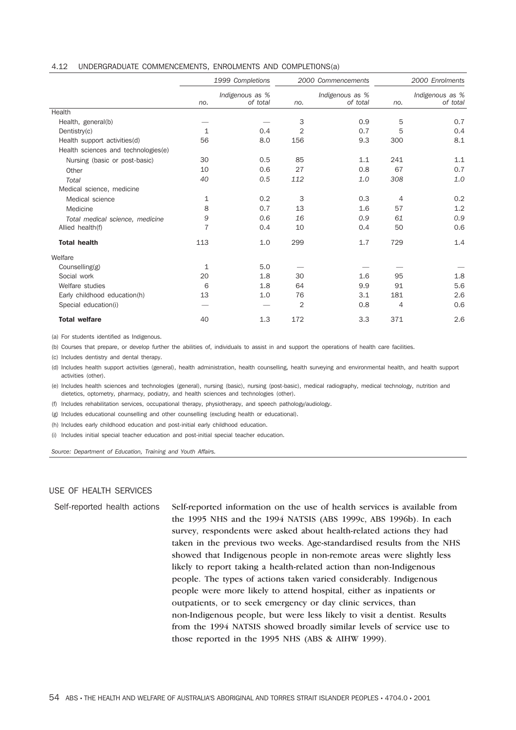4.12 UNDERGRADUATE COMMENCEMENTS, ENROLMENTS AND COMPLETIONS(a)

| | 1999 Completions | | 2000 Commencements | | 2000 Enrolments | |
|---|---|---|---|---|---|---|
| | no. | Indigenous as % of total | no. | Indigenous as % of total | no. | Indigenous as % of total |
| **Health** | | | | | | |
| Health, general(b) | — | — | 3 | 0.9 | 5 | 0.7 |
| Dentistry(c) | 1 | 0.4 | 2 | 0.7 | 5 | 0.4 |
| Health support activities(d) | 56 | 8.0 | 156 | 9.3 | 300 | 8.1 |
| Health sciences and technologies(e) | | | | | | |
| Nursing (basic or post-basic) | 30 | 0.5 | 85 | 1.1 | 241 | 1.1 |
| Other | 10 | 0.6 | 27 | 0.8 | 67 | 0.7 |
| *Total* | *40* | *0.5* | *112* | *1.0* | *308* | *1.0* |
| Medical science, medicine | | | | | | |
| Medical science | 1 | 0.2 | 3 | 0.3 | 4 | 0.2 |
| Medicine | 8 | 0.7 | 13 | 1.6 | 57 | 1.2 |
| *Total medical science, medicine* | *9* | *0.6* | *16* | *0.9* | *61* | *0.9* |
| Allied health(f) | 7 | 0.4 | 10 | 0.4 | 50 | 0.6 |
| **Total health** | 113 | 1.0 | 299 | 1.7 | 729 | 1.4 |
| **Welfare** | | | | | | |
| Counselling(g) | 1 | 5.0 | — | — | — | — |
| Social work | 20 | 1.8 | 30 | 1.6 | 95 | 1.8 |
| Welfare studies | 6 | 1.8 | 64 | 9.9 | 91 | 5.6 |
| Early childhood education(h) | 13 | 1.0 | 76 | 3.1 | 181 | 2.6 |
| Special education(i) | — | — | 2 | 0.8 | 4 | 0.6 |
| **Total welfare** | 40 | 1.3 | 172 | 3.3 | 371 | 2.6 |

(a) For students identified as Indigenous.

(b) Courses that prepare, or develop further the abilities of, individuals to assist in and support the operations of health care facilities.

(c) Includes dentistry and dental therapy.

(d) Includes health support activities (general), health administration, health counselling, health surveying and environmental health, and health support activities (other).

(e) Includes health sciences and technologies (general), nursing (basic), nursing (post-basic), medical radiography, medical technology, nutrition and dietetics, optometry, pharmacy, podiatry, and health sciences and technologies (other).

(f) Includes rehabilitation services, occupational therapy, physiotherapy, and speech pathology/audiology.

(g) Includes educational counselling and other counselling (excluding health or educational).

(h) Includes early childhood education and post-initial early childhood education.

(i) Includes initial special teacher education and post-initial special teacher education.

*Source: Department of Education, Training and Youth Affairs.*

## USE OF HEALTH SERVICES

### Self-reported health actions

Self-reported information on the use of health services is available from the 1995 NHS and the 1994 NATSIS (ABS 1999c, ABS 1996b). In each survey, respondents were asked about health-related actions they had taken in the previous two weeks. Age-standardised results from the NHS showed that Indigenous people in non-remote areas were slightly less likely to report taking a health-related action than non-Indigenous people. The types of actions taken varied considerably. Indigenous people were more likely to attend hospital, either as inpatients or outpatients, or to seek emergency or day clinic services, than non-Indigenous people, but were less likely to visit a dentist. Results from the 1994 NATSIS showed broadly similar levels of service use to those reported in the 1995 NHS (ABS & AIHW 1999).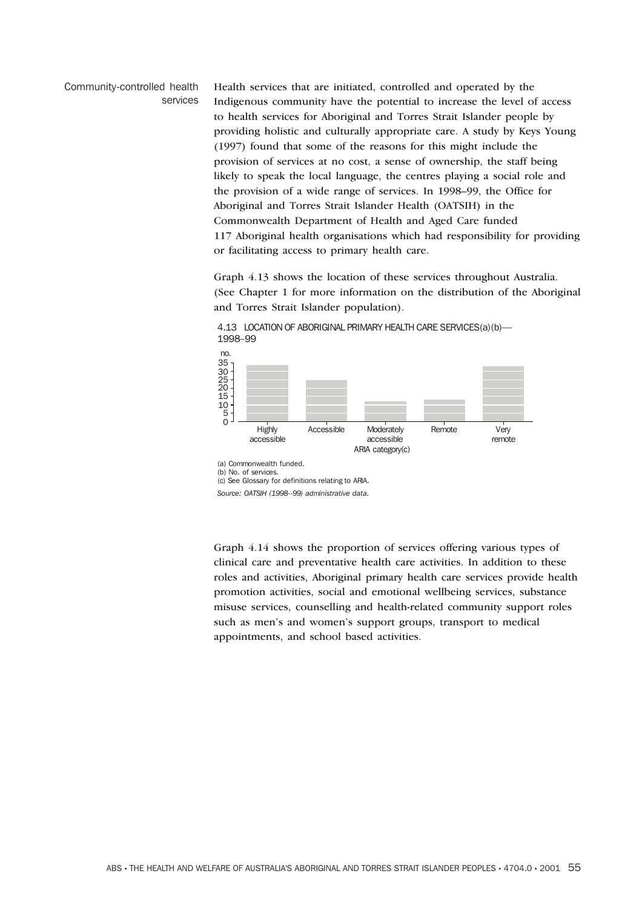### Community-controlled health services

Health services that are initiated, controlled and operated by the Indigenous community have the potential to increase the level of access to health services for Aboriginal and Torres Strait Islander people by providing holistic and culturally appropriate care. A study by Keys Young (1997) found that some of the reasons for this might include the provision of services at no cost, a sense of ownership, the staff being likely to speak the local language, the centres playing a social role and the provision of a wide range of services. In 1998–99, the Office for Aboriginal and Torres Strait Islander Health (OATSIH) in the Commonwealth Department of Health and Aged Care funded 117 Aboriginal health organisations which had responsibility for providing or facilitating access to primary health care.

Graph 4.13 shows the location of these services throughout Australia. (See Chapter 1 for more information on the distribution of the Aboriginal and Torres Strait Islander population).

4.13 LOCATION OF ABORIGINAL PRIMARY HEALTH CARE SERVICES(a)(b)—1998–99

| ARIA category(c) | no. |
|---|---|
| Highly accessible | 33 |
| Accessible | 24 |
| Moderately accessible | 12 |
| Remote | 13 |
| Very remote | 32 |

(a) Commonwealth funded.
(b) No. of services.
(c) See Glossary for definitions relating to ARIA.

*Source: OATSIH (1998–99) administrative data.*

Graph 4.14 shows the proportion of services offering various types of clinical care and preventative health care activities. In addition to these roles and activities, Aboriginal primary health care services provide health promotion activities, social and emotional wellbeing services, substance misuse services, counselling and health-related community support roles such as men's and women's support groups, transport to medical appointments, and school based activities.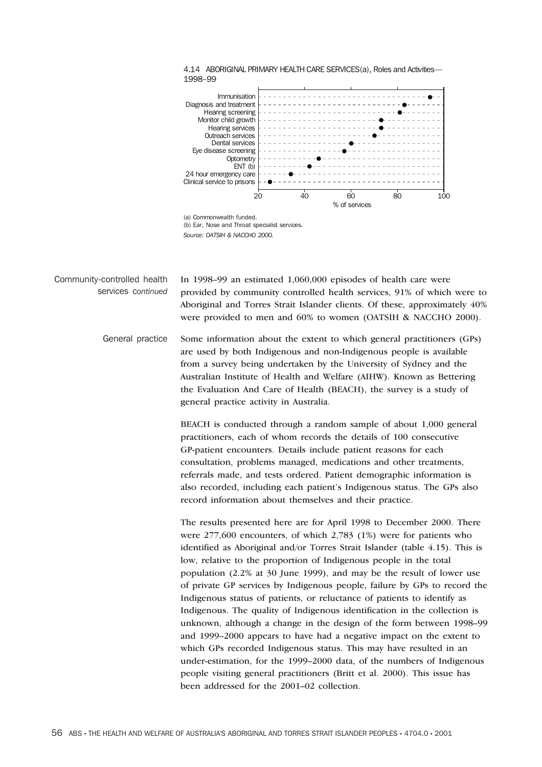4.14 ABORIGINAL PRIMARY HEALTH CARE SERVICES(a), Roles and Activities—1998–99

| Role/Activity | % of services |
| --- | --- |
| Immunisation | 94 |
| Diagnosis and treatment | 83 |
| Hearing screening | 81 |
| Monitor child growth | 73 |
| Hearing services | 73 |
| Outreach services | 70 |
| Dental services | 60 |
| Eye disease screening | 57 |
| Optometry | 46 |
| ENT (b) | 42 |
| 24 hour emergency care | 34 |
| Clinical service to prisons | 25 |

(a) Commonwealth funded.
(b) Ear, Nose and Throat specialist services.
*Source: OATSIH & NACCHO 2000.*

### Community-controlled health services *continued*

In 1998–99 an estimated 1,060,000 episodes of health care were provided by community controlled health services, 91% of which were to Aboriginal and Torres Strait Islander clients. Of these, approximately 40% were provided to men and 60% to women (OATSIH & NACCHO 2000).

### General practice

Some information about the extent to which general practitioners (GPs) are used by both Indigenous and non-Indigenous people is available from a survey being undertaken by the University of Sydney and the Australian Institute of Health and Welfare (AIHW). Known as Bettering the Evaluation And Care of Health (BEACH), the survey is a study of general practice activity in Australia.

BEACH is conducted through a random sample of about 1,000 general practitioners, each of whom records the details of 100 consecutive GP-patient encounters. Details include patient reasons for each consultation, problems managed, medications and other treatments, referrals made, and tests ordered. Patient demographic information is also recorded, including each patient's Indigenous status. The GPs also record information about themselves and their practice.

The results presented here are for April 1998 to December 2000. There were 277,600 encounters, of which 2,783 (1%) were for patients who identified as Aboriginal and/or Torres Strait Islander (table 4.15). This is low, relative to the proportion of Indigenous people in the total population (2.2% at 30 June 1999), and may be the result of lower use of private GP services by Indigenous people, failure by GPs to record the Indigenous status of patients, or reluctance of patients to identify as Indigenous. The quality of Indigenous identification in the collection is unknown, although a change in the design of the form between 1998–99 and 1999–2000 appears to have had a negative impact on the extent to which GPs recorded Indigenous status. This may have resulted in an under-estimation, for the 1999–2000 data, of the numbers of Indigenous people visiting general practitioners (Britt et al. 2000). This issue has been addressed for the 2001–02 collection.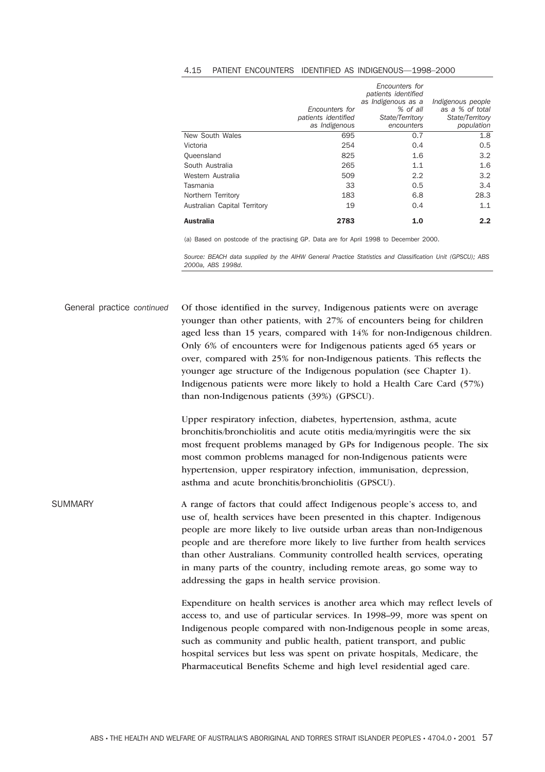4.15 PATIENT ENCOUNTERS IDENTIFIED AS INDIGENOUS—1998–2000

| | *Encounters for patients identified as Indigenous* | *Encounters for patients identified as Indigenous as a % of all State/Territory encounters* | *Indigenous people as a % of total State/Territory population* |
|---|---|---|---|
| New South Wales | 695 | 0.7 | 1.8 |
| Victoria | 254 | 0.4 | 0.5 |
| Queensland | 825 | 1.6 | 3.2 |
| South Australia | 265 | 1.1 | 1.6 |
| Western Australia | 509 | 2.2 | 3.2 |
| Tasmania | 33 | 0.5 | 3.4 |
| Northern Territory | 183 | 6.8 | 28.3 |
| Australian Capital Territory | 19 | 0.4 | 1.1 |
| **Australia** | **2783** | **1.0** | **2.2** |

(a) Based on postcode of the practising GP. Data are for April 1998 to December 2000.

*Source: BEACH data supplied by the AIHW General Practice Statistics and Classification Unit (GPSCU); ABS 2000a, ABS 1998d.*

General practice *continued*

Of those identified in the survey, Indigenous patients were on average younger than other patients, with 27% of encounters being for children aged less than 15 years, compared with 14% for non-Indigenous children. Only 6% of encounters were for Indigenous patients aged 65 years or over, compared with 25% for non-Indigenous patients. This reflects the younger age structure of the Indigenous population (see Chapter 1). Indigenous patients were more likely to hold a Health Care Card (57%) than non-Indigenous patients (39%) (GPSCU).

Upper respiratory infection, diabetes, hypertension, asthma, acute bronchitis/bronchiolitis and acute otitis media/myringitis were the six most frequent problems managed by GPs for Indigenous people. The six most common problems managed for non-Indigenous patients were hypertension, upper respiratory infection, immunisation, depression, asthma and acute bronchitis/bronchiolitis (GPSCU).

## SUMMARY

A range of factors that could affect Indigenous people's access to, and use of, health services have been presented in this chapter. Indigenous people are more likely to live outside urban areas than non-Indigenous people and are therefore more likely to live further from health services than other Australians. Community controlled health services, operating in many parts of the country, including remote areas, go some way to addressing the gaps in health service provision.

Expenditure on health services is another area which may reflect levels of access to, and use of particular services. In 1998–99, more was spent on Indigenous people compared with non-Indigenous people in some areas, such as community and public health, patient transport, and public hospital services but less was spent on private hospitals, Medicare, the Pharmaceutical Benefits Scheme and high level residential aged care.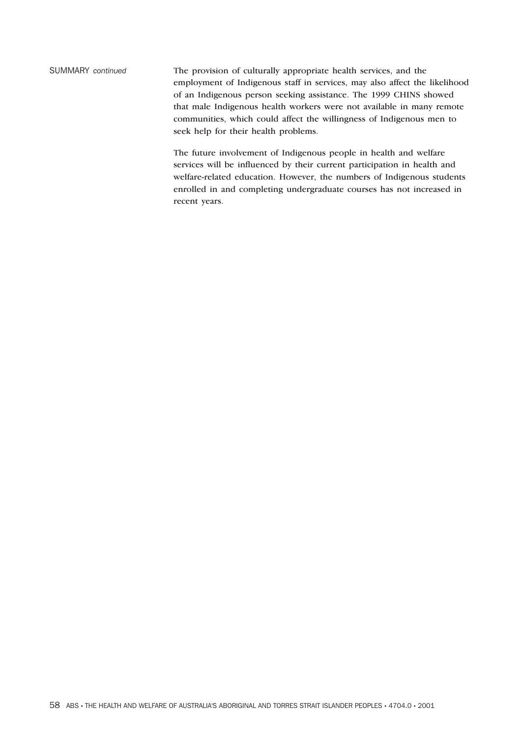SUMMARY *continued*

The provision of culturally appropriate health services, and the employment of Indigenous staff in services, may also affect the likelihood of an Indigenous person seeking assistance. The 1999 CHINS showed that male Indigenous health workers were not available in many remote communities, which could affect the willingness of Indigenous men to seek help for their health problems.

The future involvement of Indigenous people in health and welfare services will be influenced by their current participation in health and welfare-related education. However, the numbers of Indigenous students enrolled in and completing undergraduate courses has not increased in recent years.